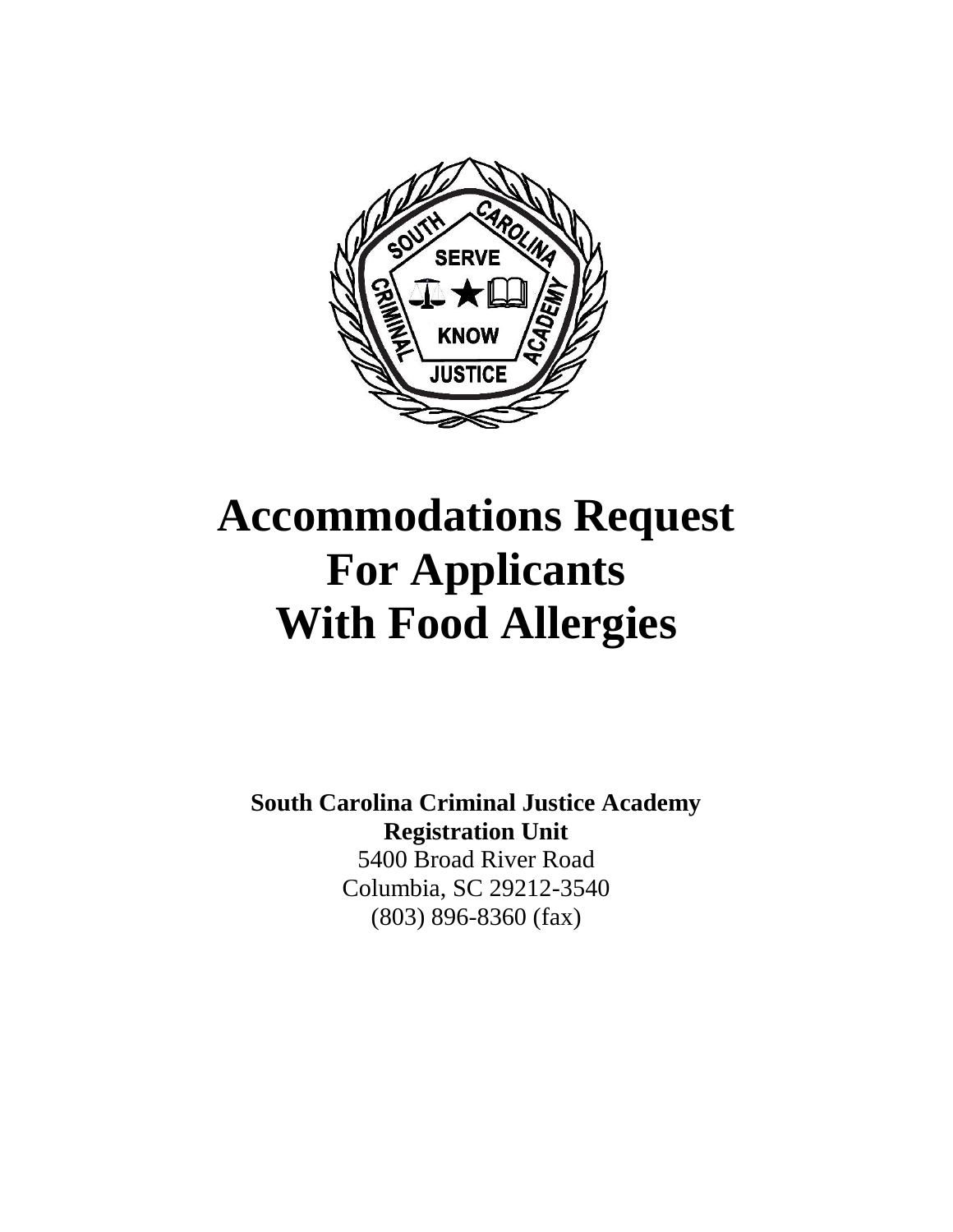# Accommodations Request For Applicants With Food Allergies

**South Carolina Criminal Justice Academy**
**Registration Unit**
5400 Broad River Road
Columbia, SC 29212-3540
(803) 896-8360 (fax)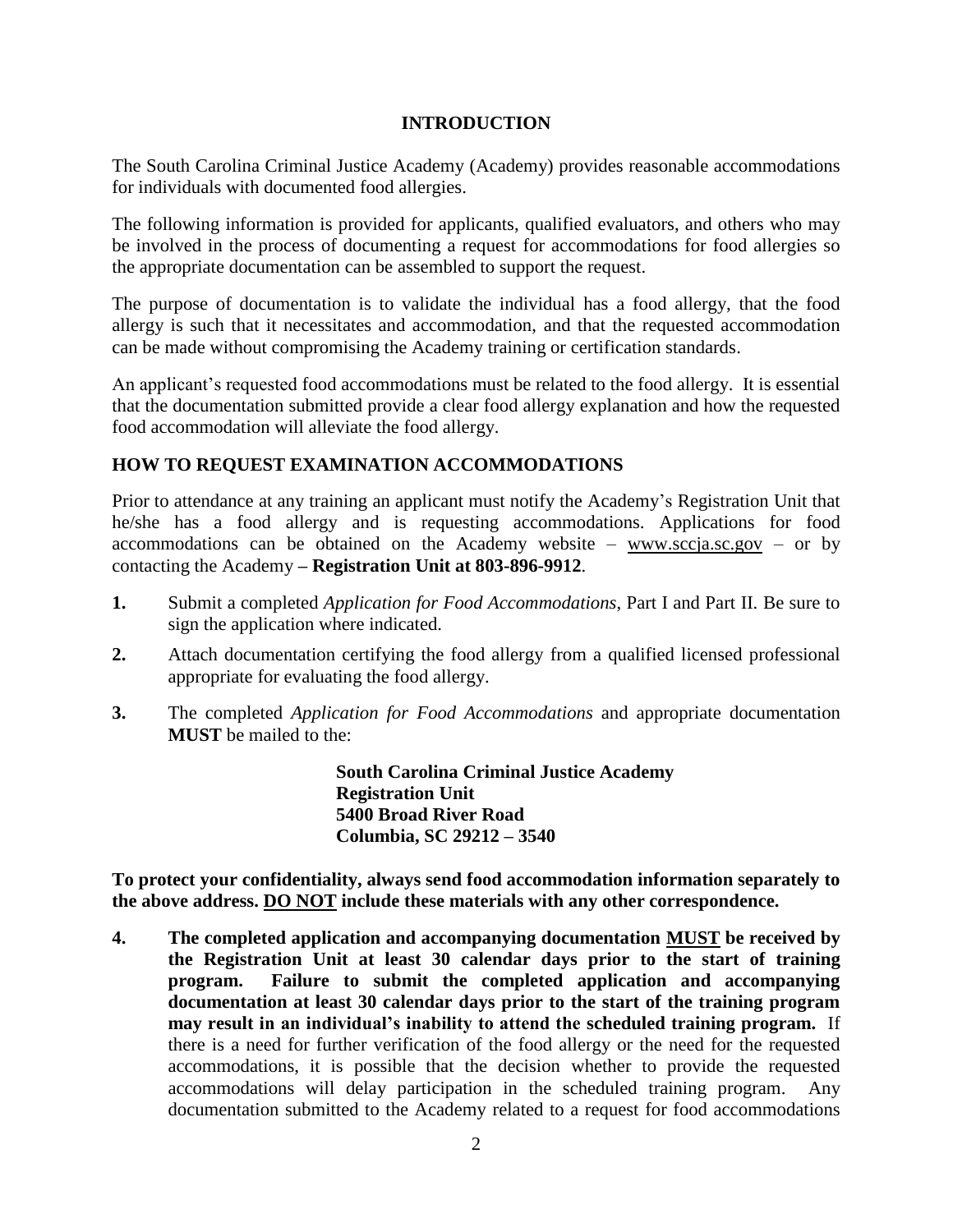## INTRODUCTION

The South Carolina Criminal Justice Academy (Academy) provides reasonable accommodations for individuals with documented food allergies.

The following information is provided for applicants, qualified evaluators, and others who may be involved in the process of documenting a request for accommodations for food allergies so the appropriate documentation can be assembled to support the request.

The purpose of documentation is to validate the individual has a food allergy, that the food allergy is such that it necessitates and accommodation, and that the requested accommodation can be made without compromising the Academy training or certification standards.

An applicant's requested food accommodations must be related to the food allergy. It is essential that the documentation submitted provide a clear food allergy explanation and how the requested food accommodation will alleviate the food allergy.

## HOW TO REQUEST EXAMINATION ACCOMMODATIONS

Prior to attendance at any training an applicant must notify the Academy's Registration Unit that he/she has a food allergy and is requesting accommodations. Applications for food accommodations can be obtained on the Academy website – www.sccja.sc.gov – or by contacting the Academy **– Registration Unit at 803-896-9912**.

1. Submit a completed *Application for Food Accommodations*, Part I and Part II. Be sure to sign the application where indicated.
2. Attach documentation certifying the food allergy from a qualified licensed professional appropriate for evaluating the food allergy.
3. The completed *Application for Food Accommodations* and appropriate documentation **MUST** be mailed to the:

   **South Carolina Criminal Justice Academy**
   **Registration Unit**
   **5400 Broad River Road**
   **Columbia, SC 29212 – 3540**

**To protect your confidentiality, always send food accommodation information separately to the above address. DO NOT include these materials with any other correspondence.**

4. **The completed application and accompanying documentation MUST be received by the Registration Unit at least 30 calendar days prior to the start of training program. Failure to submit the completed application and accompanying documentation at least 30 calendar days prior to the start of the training program may result in an individual's inability to attend the scheduled training program.** If there is a need for further verification of the food allergy or the need for the requested accommodations, it is possible that the decision whether to provide the requested accommodations will delay participation in the scheduled training program. Any documentation submitted to the Academy related to a request for food accommodations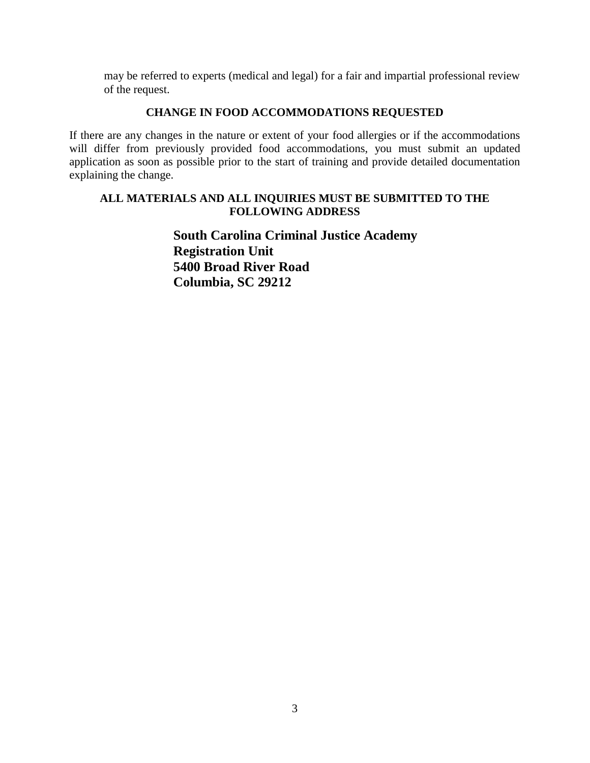may be referred to experts (medical and legal) for a fair and impartial professional review of the request.

## CHANGE IN FOOD ACCOMMODATIONS REQUESTED

If there are any changes in the nature or extent of your food allergies or if the accommodations will differ from previously provided food accommodations, you must submit an updated application as soon as possible prior to the start of training and provide detailed documentation explaining the change.

## ALL MATERIALS AND ALL INQUIRIES MUST BE SUBMITTED TO THE FOLLOWING ADDRESS

**South Carolina Criminal Justice Academy**
**Registration Unit**
**5400 Broad River Road**
**Columbia, SC 29212**